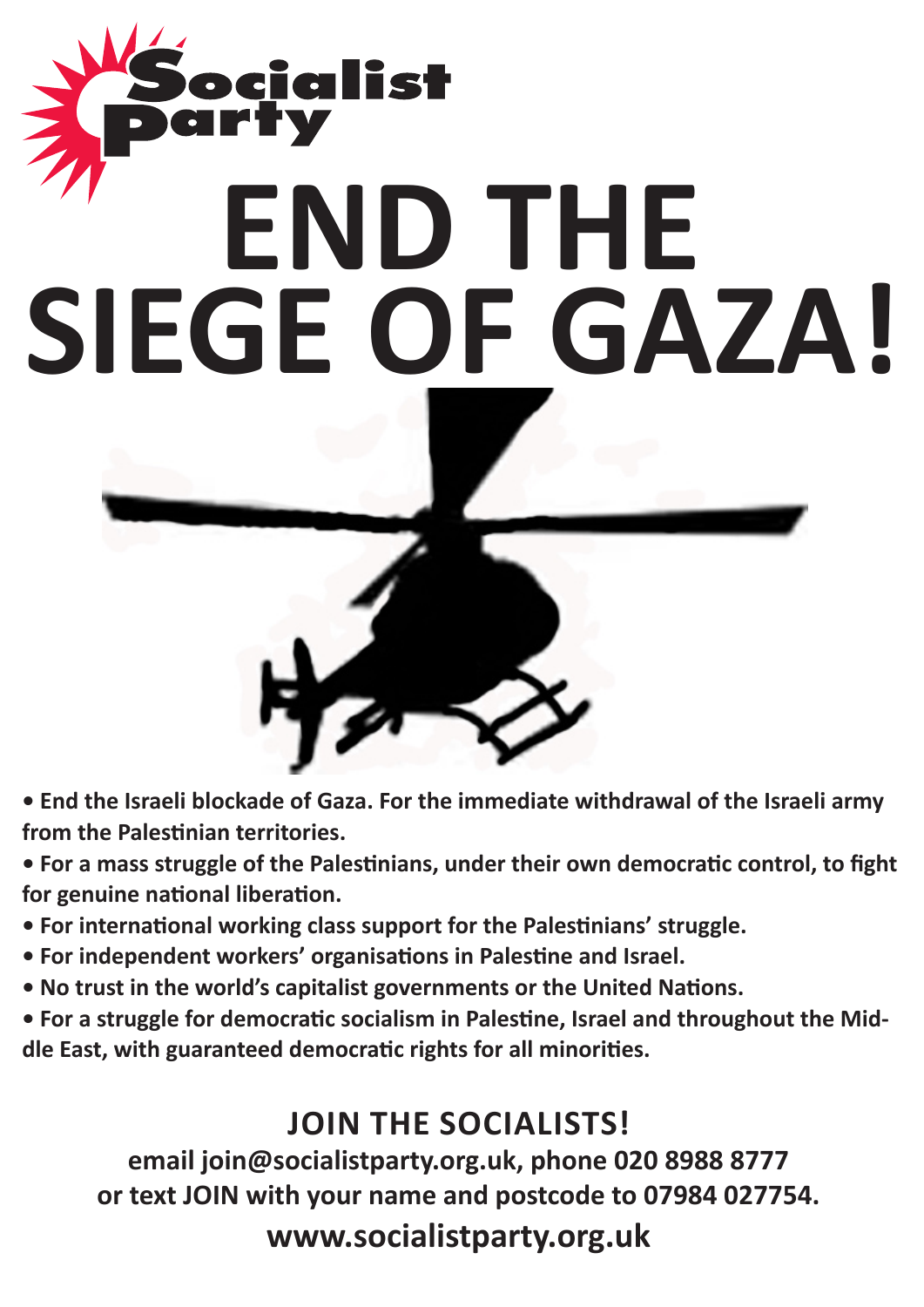Socialist Party

# END THE SIEGE OF GAZA!

- **End the Israeli blockade of Gaza. For the immediate withdrawal of the Israeli army from the Palestinian territories.**
- **For a mass struggle of the Palestinians, under their own democratic control, to fight for genuine national liberation.**
- **For international working class support for the Palestinians' struggle.**
- **For independent workers' organisations in Palestine and Israel.**
- **No trust in the world's capitalist governments or the United Nations.**
- **For a struggle for democratic socialism in Palestine, Israel and throughout the Middle East, with guaranteed democratic rights for all minorities.**

## JOIN THE SOCIALISTS!

**email join@socialistparty.org.uk, phone 020 8988 8777 or text JOIN with your name and postcode to 07984 027754.**

**www.socialistparty.org.uk**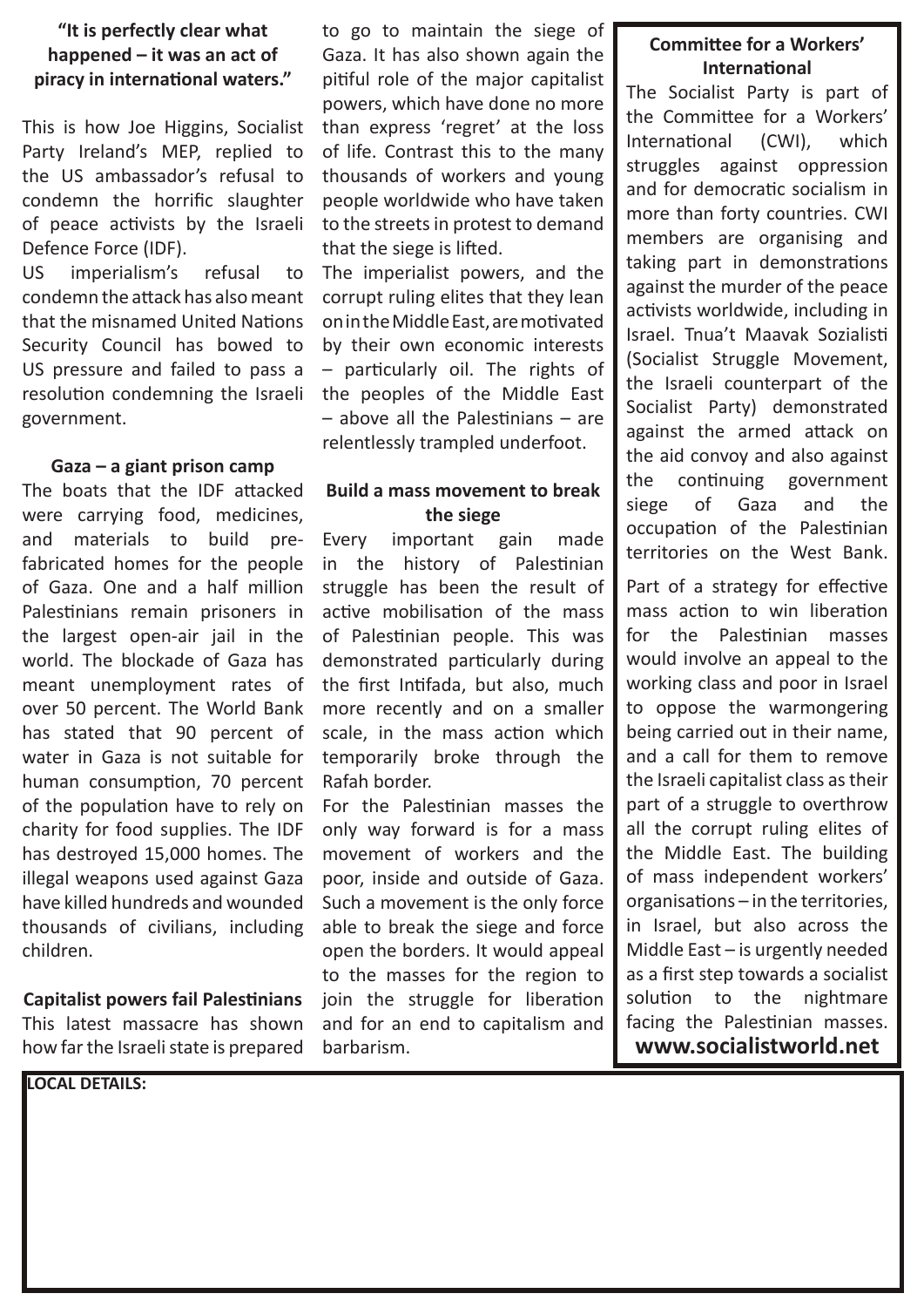## "It is perfectly clear what happened – it was an act of piracy in international waters."

This is how Joe Higgins, Socialist Party Ireland's MEP, replied to the US ambassador's refusal to condemn the horrific slaughter of peace activists by the Israeli Defence Force (IDF).

US imperialism's refusal to condemn the attack has also meant that the misnamed United Nations Security Council has bowed to US pressure and failed to pass a resolution condemning the Israeli government.

### Gaza – a giant prison camp

The boats that the IDF attacked were carrying food, medicines, and materials to build pre-fabricated homes for the people of Gaza. One and a half million Palestinians remain prisoners in the largest open-air jail in the world. The blockade of Gaza has meant unemployment rates of over 50 percent. The World Bank has stated that 90 percent of water in Gaza is not suitable for human consumption, 70 percent of the population have to rely on charity for food supplies. The IDF has destroyed 15,000 homes. The illegal weapons used against Gaza have killed hundreds and wounded thousands of civilians, including children.

### Capitalist powers fail Palestinians

This latest massacre has shown how far the Israeli state is prepared to go to maintain the siege of Gaza. It has also shown again the pitiful role of the major capitalist powers, which have done no more than express 'regret' at the loss of life. Contrast this to the many thousands of workers and young people worldwide who have taken to the streets in protest to demand that the siege is lifted.

The imperialist powers, and the corrupt ruling elites that they lean on in the Middle East, are motivated by their own economic interests – particularly oil. The rights of the peoples of the Middle East – above all the Palestinians – are relentlessly trampled underfoot.

### Build a mass movement to break the siege

Every important gain made in the history of Palestinian struggle has been the result of active mobilisation of the mass of Palestinian people. This was demonstrated particularly during the first Intifada, but also, much more recently and on a smaller scale, in the mass action which temporarily broke through the Rafah border.

For the Palestinian masses the only way forward is for a mass movement of workers and the poor, inside and outside of Gaza. Such a movement is the only force able to break the siege and force open the borders. It would appeal to the masses for the region to join the struggle for liberation and for an end to capitalism and barbarism.

### Committee for a Workers' International

The Socialist Party is part of the Committee for a Workers' International (CWI), which struggles against oppression and for democratic socialism in more than forty countries. CWI members are organising and taking part in demonstrations against the murder of the peace activists worldwide, including in Israel. Tnua't Maavak Sozialisti (Socialist Struggle Movement, the Israeli counterpart of the Socialist Party) demonstrated against the armed attack on the aid convoy and also against the continuing government siege of Gaza and the occupation of the Palestinian territories on the West Bank.

Part of a strategy for effective mass action to win liberation for the Palestinian masses would involve an appeal to the working class and poor in Israel to oppose the warmongering being carried out in their name, and a call for them to remove the Israeli capitalist class as their part of a struggle to overthrow all the corrupt ruling elites of the Middle East. The building of mass independent workers' organisations – in the territories, in Israel, but also across the Middle East – is urgently needed as a first step towards a socialist solution to the nightmare facing the Palestinian masses.

**www.socialistworld.net**

**LOCAL DETAILS:**